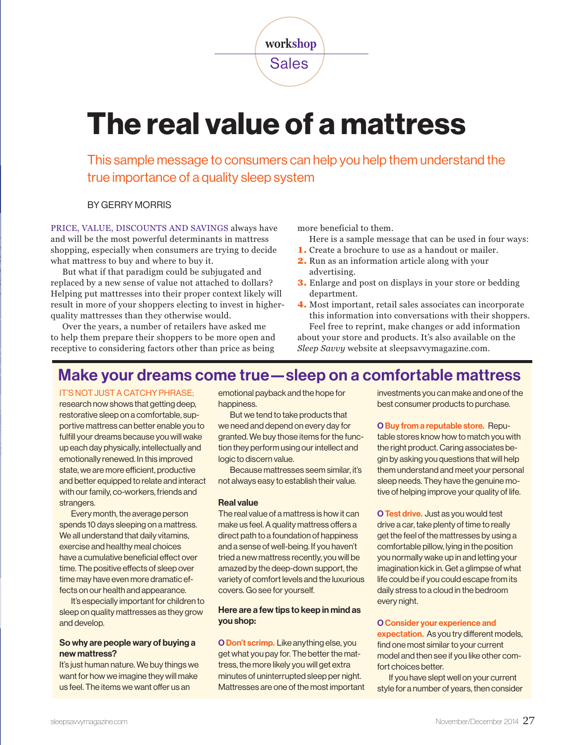workshop Sales

# The real value of a mattress

This sample message to consumers can help you help them understand the true importance of a quality sleep system

BY GERRY MORRIS

PRICE, VALUE, DISCOUNTS AND SAVINGS always have and will be the most powerful determinants in mattress shopping, especially when consumers are trying to decide what mattress to buy and where to buy it.

But what if that paradigm could be subjugated and replaced by a new sense of value not attached to dollars? Helping put mattresses into their proper context likely will result in more of your shoppers electing to invest in higher-quality mattresses than they otherwise would.

Over the years, a number of retailers have asked me to help them prepare their shoppers to be more open and receptive to considering factors other than price as being more beneficial to them.

Here is a sample message that can be used in four ways:

1. Create a brochure to use as a handout or mailer.
2. Run as an information article along with your advertising.
3. Enlarge and post on displays in your store or bedding department.
4. Most important, retail sales associates can incorporate this information into conversations with their shoppers.

Feel free to reprint, make changes or add information about your store and products. It's also available on the *Sleep Savvy* website at sleepsavvymagazine.com.

## Make your dreams come true—sleep on a comfortable mattress

IT'S NOT JUST A CATCHY PHRASE; research now shows that getting deep, restorative sleep on a comfortable, supportive mattress can better enable you to fulfill your dreams because you will wake up each day physically, intellectually and emotionally renewed. In this improved state, we are more efficient, productive and better equipped to relate and interact with our family, co-workers, friends and strangers.

Every month, the average person spends 10 days sleeping on a mattress. We all understand that daily vitamins, exercise and healthy meal choices have a cumulative beneficial effect over time. The positive effects of sleep over time may have even more dramatic effects on our health and appearance.

It's especially important for children to sleep on quality mattresses as they grow and develop.

### So why are people wary of buying a new mattress?

It's just human nature. We buy things we want for how we imagine they will make us feel. The items we want offer us an emotional payback and the hope for happiness.

But we tend to take products that we need and depend on every day for granted. We buy those items for the function they perform using our intellect and logic to discern value.

Because mattresses seem similar, it's not always easy to establish their value.

### Real value

The real value of a mattress is how it can make us feel. A quality mattress offers a direct path to a foundation of happiness and a sense of well-being. If you haven't tried a new mattress recently, you will be amazed by the deep-down support, the variety of comfort levels and the luxurious covers. Go see for yourself.

### Here are a few tips to keep in mind as you shop:

**Don't scrimp.** Like anything else, you get what you pay for. The better the mattress, the more likely you will get extra minutes of uninterrupted sleep per night. Mattresses are one of the most important investments you can make and one of the best consumer products to purchase.

**Buy from a reputable store.** Reputable stores know how to match you with the right product. Caring associates begin by asking you questions that will help them understand and meet your personal sleep needs. They have the genuine motive of helping improve your quality of life.

**Test drive.** Just as you would test drive a car, take plenty of time to really get the feel of the mattresses by using a comfortable pillow, lying in the position you normally wake up in and letting your imagination kick in. Get a glimpse of what life could be if you could escape from its daily stress to a cloud in the bedroom every night.

**Consider your experience and expectation.** As you try different models, find one most similar to your current model and then see if you like other comfort choices better.

If you have slept well on your current style for a number of years, then consider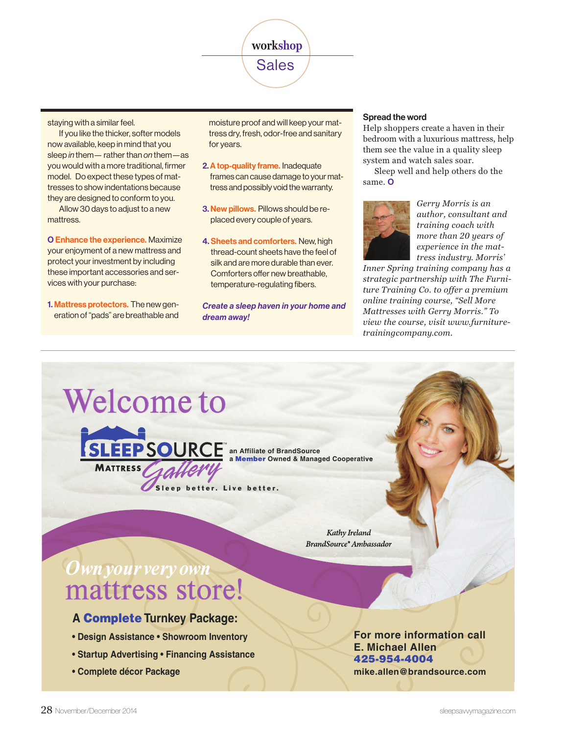staying with a similar feel.

If you like the thicker, softer models now available, keep in mind that you sleep *in* them— rather than *on* them—as you would with a more traditional, firmer model. Do expect these types of mattresses to show indentations because they are designed to conform to you.

Allow 30 days to adjust to a new mattress.

**O Enhance the experience.** Maximize your enjoyment of a new mattress and protect your investment by including these important accessories and services with your purchase:

1. **Mattress protectors.** The new generation of "pads" are breathable and moisture proof and will keep your mattress dry, fresh, odor-free and sanitary for years.

2. **A top-quality frame.** Inadequate frames can cause damage to your mattress and possibly void the warranty.

3. **New pillows.** Pillows should be replaced every couple of years.

4. **Sheets and comforters.** New, high thread-count sheets have the feel of silk and are more durable than ever. Comforters offer new breathable, temperature-regulating fibers.

***Create a sleep haven in your home and dream away!***

**Spread the word**

Help shoppers create a haven in their bedroom with a luxurious mattress, help them see the value in a quality sleep system and watch sales soar.

Sleep well and help others do the same. **O**

*Gerry Morris is an author, consultant and training coach with more than 20 years of experience in the mattress industry. Morris' Inner Spring training company has a strategic partnership with The Furniture Training Co. to offer a premium online training course, "Sell More Mattresses with Gerry Morris." To view the course, visit www.furnituretrainingcompany.com.*

---

# Welcome to

**SLEEPSOURCE™ MATTRESS Gallery**

Sleep better. Live better.

an Affiliate of BrandSource
a **Member** Owned & Managed Cooperative

*Kathy Ireland*
*BrandSource® Ambassador*

## *Own your very own* mattress store!

**A Complete Turnkey Package:**

- Design Assistance • Showroom Inventory
- Startup Advertising • Financing Assistance
- Complete décor Package

**For more information call**
**E. Michael Allen**
**425-954-4004**
**mike.allen@brandsource.com**